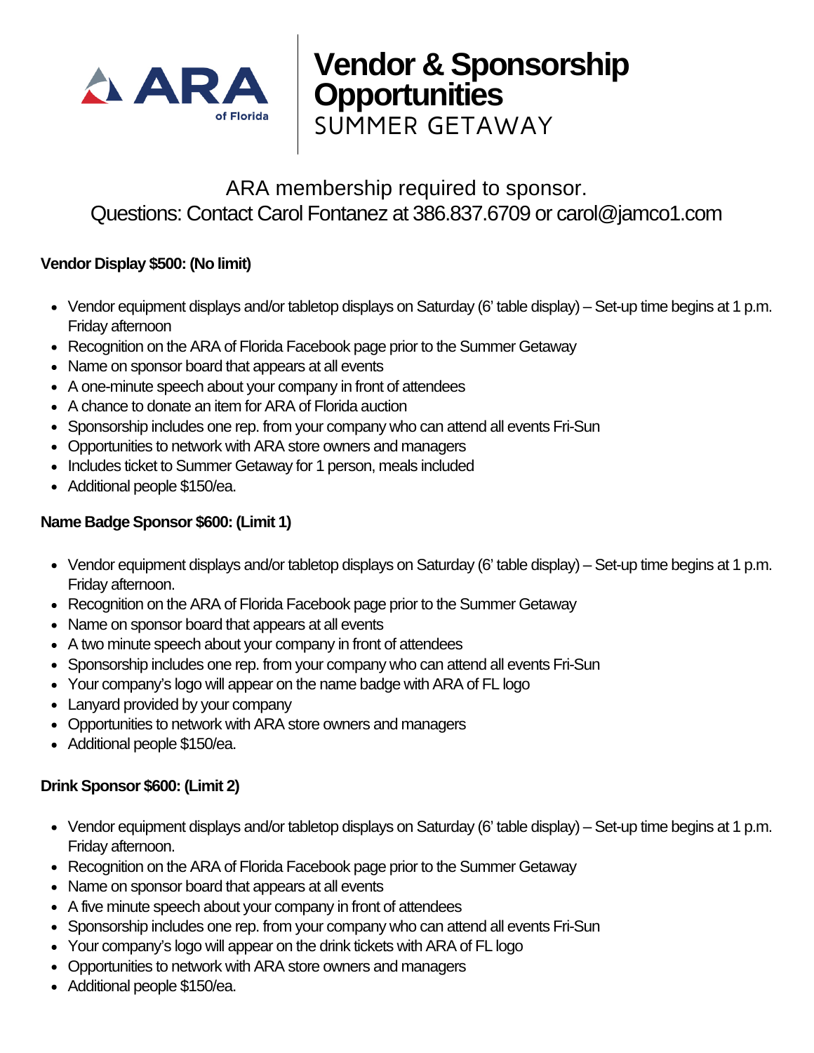ARA of Florida

# Vendor & Sponsorship Opportunities
## SUMMER GETAWAY

ARA membership required to sponsor.
Questions: Contact Carol Fontanez at 386.837.6709 or carol@jamco1.com

**Vendor Display $500: (No limit)**

- Vendor equipment displays and/or tabletop displays on Saturday (6' table display) – Set-up time begins at 1 p.m. Friday afternoon
- Recognition on the ARA of Florida Facebook page prior to the Summer Getaway
- Name on sponsor board that appears at all events
- A one-minute speech about your company in front of attendees
- A chance to donate an item for ARA of Florida auction
- Sponsorship includes one rep. from your company who can attend all events Fri-Sun
- Opportunities to network with ARA store owners and managers
- Includes ticket to Summer Getaway for 1 person, meals included
- Additional people $150/ea.

**Name Badge Sponsor $600: (Limit 1)**

- Vendor equipment displays and/or tabletop displays on Saturday (6' table display) – Set-up time begins at 1 p.m. Friday afternoon.
- Recognition on the ARA of Florida Facebook page prior to the Summer Getaway
- Name on sponsor board that appears at all events
- A two minute speech about your company in front of attendees
- Sponsorship includes one rep. from your company who can attend all events Fri-Sun
- Your company's logo will appear on the name badge with ARA of FL logo
- Lanyard provided by your company
- Opportunities to network with ARA store owners and managers
- Additional people $150/ea.

**Drink Sponsor $600: (Limit 2)**

- Vendor equipment displays and/or tabletop displays on Saturday (6' table display) – Set-up time begins at 1 p.m. Friday afternoon.
- Recognition on the ARA of Florida Facebook page prior to the Summer Getaway
- Name on sponsor board that appears at all events
- A five minute speech about your company in front of attendees
- Sponsorship includes one rep. from your company who can attend all events Fri-Sun
- Your company's logo will appear on the drink tickets with ARA of FL logo
- Opportunities to network with ARA store owners and managers
- Additional people $150/ea.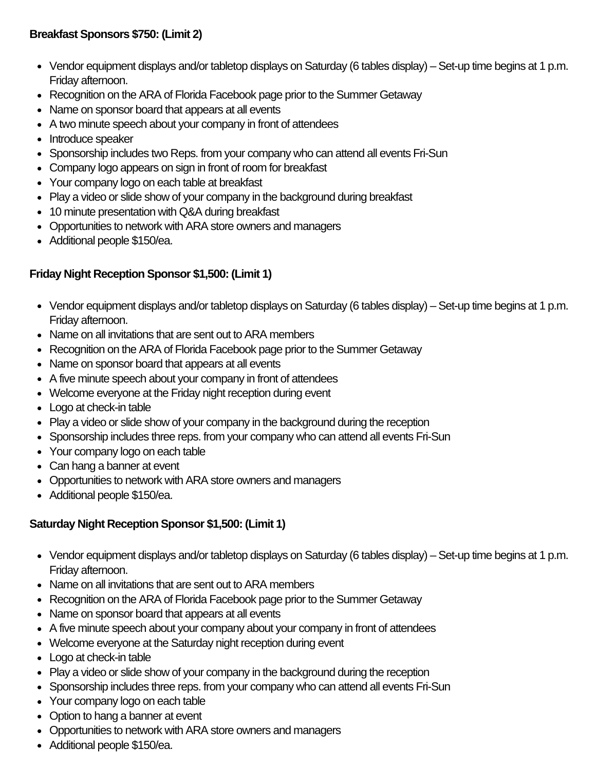**Breakfast Sponsors $750: (Limit 2)**

- Vendor equipment displays and/or tabletop displays on Saturday (6 tables display) – Set-up time begins at 1 p.m. Friday afternoon.
- Recognition on the ARA of Florida Facebook page prior to the Summer Getaway
- Name on sponsor board that appears at all events
- A two minute speech about your company in front of attendees
- Introduce speaker
- Sponsorship includes two Reps. from your company who can attend all events Fri-Sun
- Company logo appears on sign in front of room for breakfast
- Your company logo on each table at breakfast
- Play a video or slide show of your company in the background during breakfast
- 10 minute presentation with Q&A during breakfast
- Opportunities to network with ARA store owners and managers
- Additional people $150/ea.

**Friday Night Reception Sponsor $1,500: (Limit 1)**

- Vendor equipment displays and/or tabletop displays on Saturday (6 tables display) – Set-up time begins at 1 p.m. Friday afternoon.
- Name on all invitations that are sent out to ARA members
- Recognition on the ARA of Florida Facebook page prior to the Summer Getaway
- Name on sponsor board that appears at all events
- A five minute speech about your company in front of attendees
- Welcome everyone at the Friday night reception during event
- Logo at check-in table
- Play a video or slide show of your company in the background during the reception
- Sponsorship includes three reps. from your company who can attend all events Fri-Sun
- Your company logo on each table
- Can hang a banner at event
- Opportunities to network with ARA store owners and managers
- Additional people $150/ea.

**Saturday Night Reception Sponsor $1,500: (Limit 1)**

- Vendor equipment displays and/or tabletop displays on Saturday (6 tables display) – Set-up time begins at 1 p.m. Friday afternoon.
- Name on all invitations that are sent out to ARA members
- Recognition on the ARA of Florida Facebook page prior to the Summer Getaway
- Name on sponsor board that appears at all events
- A five minute speech about your company about your company in front of attendees
- Welcome everyone at the Saturday night reception during event
- Logo at check-in table
- Play a video or slide show of your company in the background during the reception
- Sponsorship includes three reps. from your company who can attend all events Fri-Sun
- Your company logo on each table
- Option to hang a banner at event
- Opportunities to network with ARA store owners and managers
- Additional people $150/ea.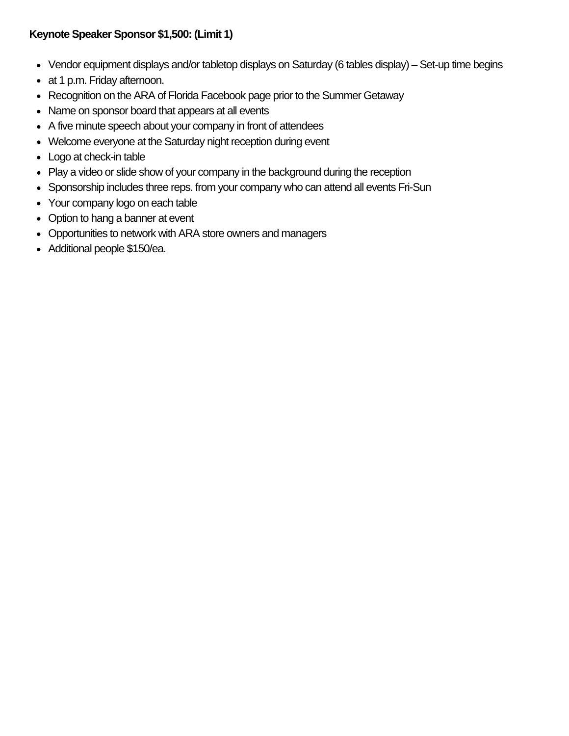**Keynote Speaker Sponsor $1,500: (Limit 1)**

- Vendor equipment displays and/or tabletop displays on Saturday (6 tables display) – Set-up time begins
- at 1 p.m. Friday afternoon.
- Recognition on the ARA of Florida Facebook page prior to the Summer Getaway
- Name on sponsor board that appears at all events
- A five minute speech about your company in front of attendees
- Welcome everyone at the Saturday night reception during event
- Logo at check-in table
- Play a video or slide show of your company in the background during the reception
- Sponsorship includes three reps. from your company who can attend all events Fri-Sun
- Your company logo on each table
- Option to hang a banner at event
- Opportunities to network with ARA store owners and managers
- Additional people $150/ea.